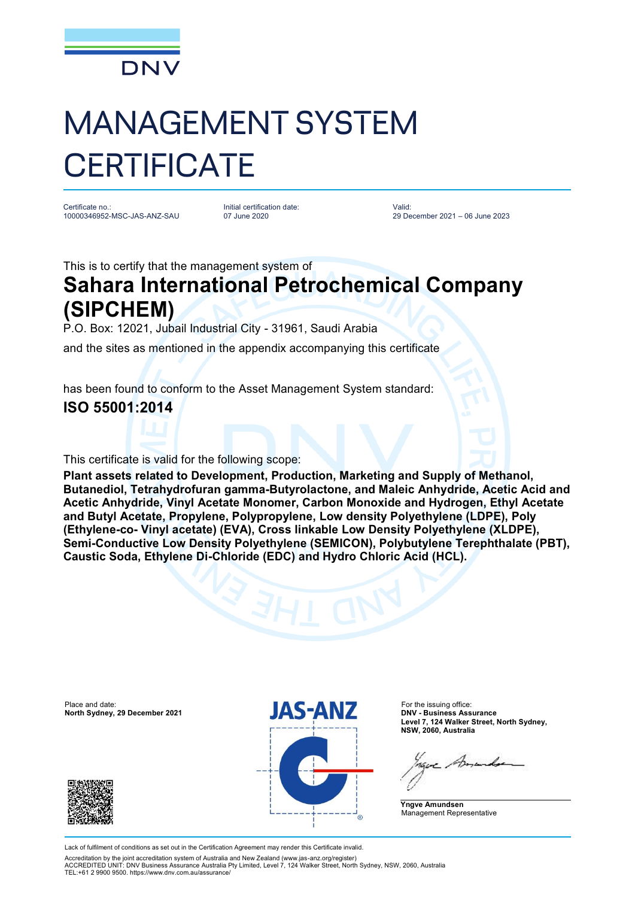DNV

# MANAGEMENT SYSTEM CERTIFICATE

Certificate no.:
10000346952-MSC-JAS-ANZ-SAU

Initial certification date:
07 June 2020

Valid:
29 December 2021 – 06 June 2023

This is to certify that the management system of

## Sahara International Petrochemical Company (SIPCHEM)

P.O. Box: 12021, Jubail Industrial City - 31961, Saudi Arabia

and the sites as mentioned in the appendix accompanying this certificate

has been found to conform to the Asset Management System standard:

## ISO 55001:2014

This certificate is valid for the following scope:

**Plant assets related to Development, Production, Marketing and Supply of Methanol, Butanediol, Tetrahydrofuran gamma-Butyrolactone, and Maleic Anhydride, Acetic Acid and Acetic Anhydride, Vinyl Acetate Monomer, Carbon Monoxide and Hydrogen, Ethyl Acetate and Butyl Acetate, Propylene, Polypropylene, Low density Polyethylene (LDPE), Poly (Ethylene-co- Vinyl acetate) (EVA), Cross linkable Low Density Polyethylene (XLDPE), Semi-Conductive Low Density Polyethylene (SEMICON), Polybutylene Terephthalate (PBT), Caustic Soda, Ethylene Di-Chloride (EDC) and Hydro Chloric Acid (HCL).**

Place and date:
**North Sydney, 29 December 2021**

JAS-ANZ

For the issuing office:
**DNV - Business Assurance**
**Level 7, 124 Walker Street, North Sydney, NSW, 2060, Australia**

**Yngve Amundsen**
Management Representative

Lack of fulfilment of conditions as set out in the Certification Agreement may render this Certificate invalid.

Accreditation by the joint accreditation system of Australia and New Zealand (www.jas-anz.org/register)
ACCREDITED UNIT: DNV Business Assurance Australia Pty Limited, Level 7, 124 Walker Street, North Sydney, NSW, 2060, Australia
TEL:+61 2 9900 9500. https://www.dnv.com.au/assurance/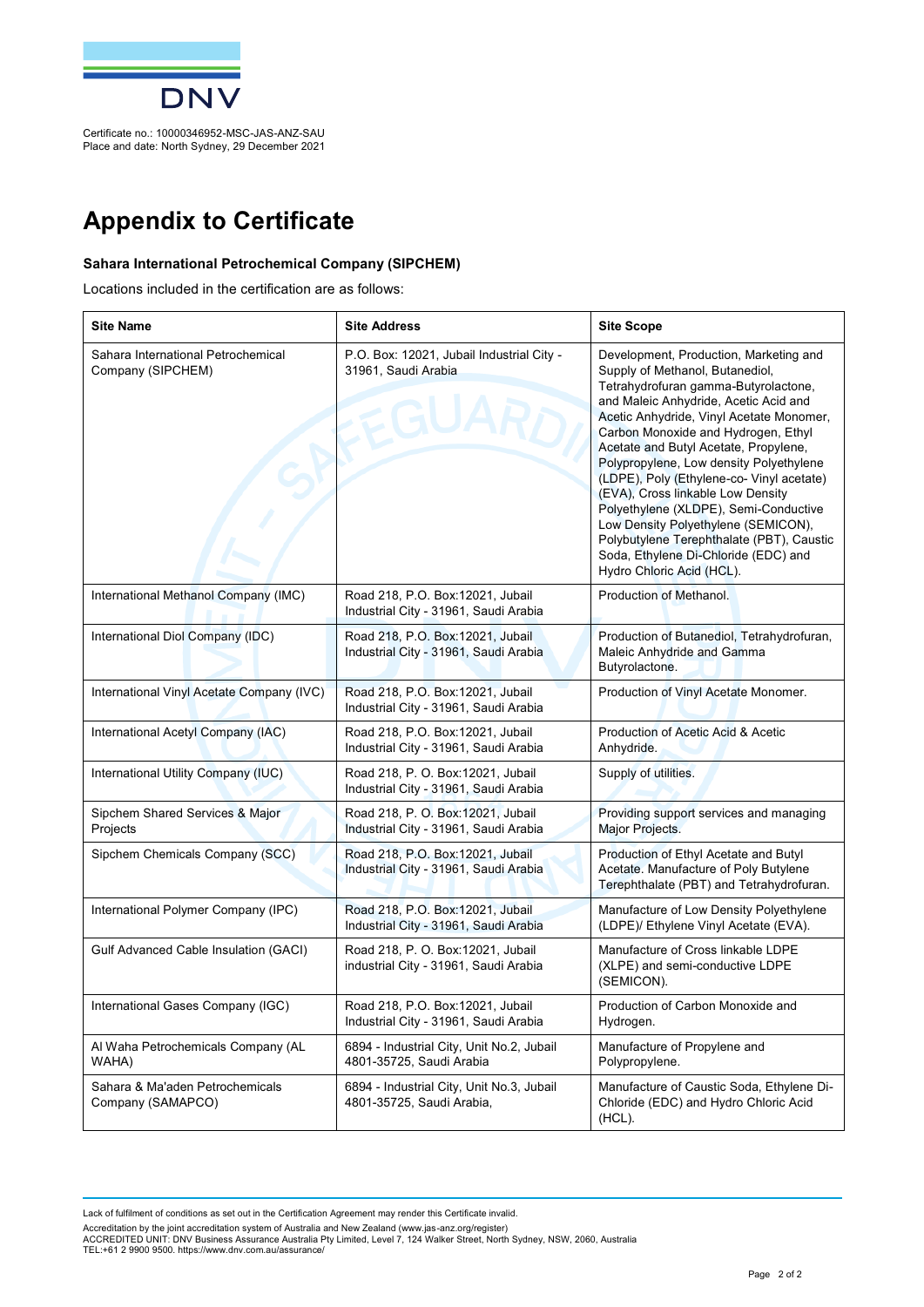Certificate no.: 10000346952-MSC-JAS-ANZ-SAU
Place and date: North Sydney, 29 December 2021

# Appendix to Certificate

### Sahara International Petrochemical Company (SIPCHEM)

Locations included in the certification are as follows:

| Site Name | Site Address | Site Scope |
|---|---|---|
| Sahara International Petrochemical Company (SIPCHEM) | P.O. Box: 12021, Jubail Industrial City - 31961, Saudi Arabia | Development, Production, Marketing and Supply of Methanol, Butanediol, Tetrahydrofuran gamma-Butyrolactone, and Maleic Anhydride, Acetic Acid and Acetic Anhydride, Vinyl Acetate Monomer, Carbon Monoxide and Hydrogen, Ethyl Acetate and Butyl Acetate, Propylene, Polypropylene, Low density Polyethylene (LDPE), Poly (Ethylene-co- Vinyl acetate) (EVA), Cross linkable Low Density Polyethylene (XLDPE), Semi-Conductive Low Density Polyethylene (SEMICON), Polybutylene Terephthalate (PBT), Caustic Soda, Ethylene Di-Chloride (EDC) and Hydro Chloric Acid (HCL). |
| International Methanol Company (IMC) | Road 218, P.O. Box:12021, Jubail Industrial City - 31961, Saudi Arabia | Production of Methanol. |
| International Diol Company (IDC) | Road 218, P.O. Box:12021, Jubail Industrial City - 31961, Saudi Arabia | Production of Butanediol, Tetrahydrofuran, Maleic Anhydride and Gamma Butyrolactone. |
| International Vinyl Acetate Company (IVC) | Road 218, P.O. Box:12021, Jubail Industrial City - 31961, Saudi Arabia | Production of Vinyl Acetate Monomer. |
| International Acetyl Company (IAC) | Road 218, P.O. Box:12021, Jubail Industrial City - 31961, Saudi Arabia | Production of Acetic Acid & Acetic Anhydride. |
| International Utility Company (IUC) | Road 218, P. O. Box:12021, Jubail Industrial City - 31961, Saudi Arabia | Supply of utilities. |
| Sipchem Shared Services & Major Projects | Road 218, P. O. Box:12021, Jubail Industrial City - 31961, Saudi Arabia | Providing support services and managing Major Projects. |
| Sipchem Chemicals Company (SCC) | Road 218, P.O. Box:12021, Jubail Industrial City - 31961, Saudi Arabia | Production of Ethyl Acetate and Butyl Acetate. Manufacture of Poly Butylene Terephthalate (PBT) and Tetrahydrofuran. |
| International Polymer Company (IPC) | Road 218, P.O. Box:12021, Jubail Industrial City - 31961, Saudi Arabia | Manufacture of Low Density Polyethylene (LDPE)/ Ethylene Vinyl Acetate (EVA). |
| Gulf Advanced Cable Insulation (GACI) | Road 218, P. O. Box:12021, Jubail industrial City - 31961, Saudi Arabia | Manufacture of Cross linkable LDPE (XLPE) and semi-conductive LDPE (SEMICON). |
| International Gases Company (IGC) | Road 218, P.O. Box:12021, Jubail Industrial City - 31961, Saudi Arabia | Production of Carbon Monoxide and Hydrogen. |
| Al Waha Petrochemicals Company (AL WAHA) | 6894 - Industrial City, Unit No.2, Jubail 4801-35725, Saudi Arabia | Manufacture of Propylene and Polypropylene. |
| Sahara & Ma'aden Petrochemicals Company (SAMAPCO) | 6894 - Industrial City, Unit No.3, Jubail 4801-35725, Saudi Arabia, | Manufacture of Caustic Soda, Ethylene Di-Chloride (EDC) and Hydro Chloric Acid (HCL). |

Lack of fulfilment of conditions as set out in the Certification Agreement may render this Certificate invalid.

Accreditation by the joint accreditation system of Australia and New Zealand (www.jas-anz.org/register)
ACCREDITED UNIT: DNV Business Assurance Australia Pty Limited, Level 7, 124 Walker Street, North Sydney, NSW, 2060, Australia
TEL:+61 2 9900 9500. https://www.dnv.com.au/assurance/